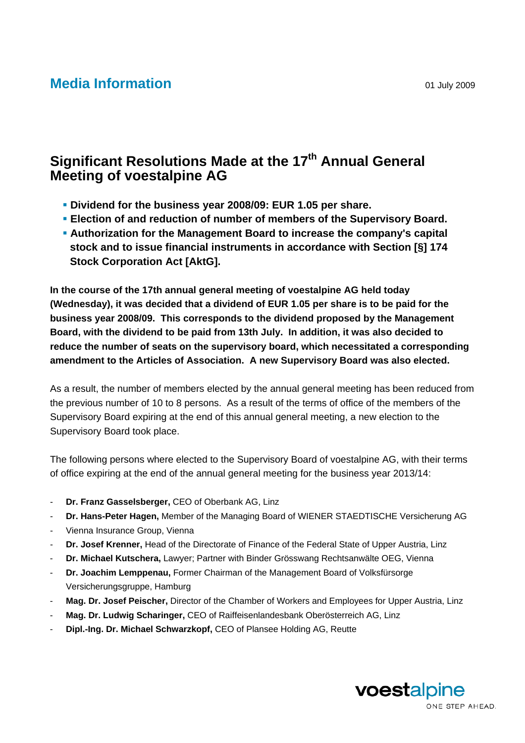Media Information

01 July 2009

# Significant Resolutions Made at the 17th Annual General Meeting of voestalpine AG

- **Dividend for the business year 2008/09: EUR 1.05 per share.**
- **Election of and reduction of number of members of the Supervisory Board.**
- **Authorization for the Management Board to increase the company's capital stock and to issue financial instruments in accordance with Section [§] 174 Stock Corporation Act [AktG].**

**In the course of the 17th annual general meeting of voestalpine AG held today (Wednesday), it was decided that a dividend of EUR 1.05 per share is to be paid for the business year 2008/09. This corresponds to the dividend proposed by the Management Board, with the dividend to be paid from 13th July. In addition, it was also decided to reduce the number of seats on the supervisory board, which necessitated a corresponding amendment to the Articles of Association. A new Supervisory Board was also elected.**

As a result, the number of members elected by the annual general meeting has been reduced from the previous number of 10 to 8 persons. As a result of the terms of office of the members of the Supervisory Board expiring at the end of this annual general meeting, a new election to the Supervisory Board took place.

The following persons where elected to the Supervisory Board of voestalpine AG, with their terms of office expiring at the end of the annual general meeting for the business year 2013/14:

- **Dr. Franz Gasselsberger,** CEO of Oberbank AG, Linz
- **Dr. Hans-Peter Hagen,** Member of the Managing Board of WIENER STAEDTISCHE Versicherung AG
- Vienna Insurance Group, Vienna
- **Dr. Josef Krenner,** Head of the Directorate of Finance of the Federal State of Upper Austria, Linz
- **Dr. Michael Kutschera,** Lawyer; Partner with Binder Grösswang Rechtsanwälte OEG, Vienna
- **Dr. Joachim Lemppenau,** Former Chairman of the Management Board of Volksfürsorge Versicherungsgruppe, Hamburg
- **Mag. Dr. Josef Peischer,** Director of the Chamber of Workers and Employees for Upper Austria, Linz
- **Mag. Dr. Ludwig Scharinger,** CEO of Raiffeisenlandesbank Oberösterreich AG, Linz
- **Dipl.-Ing. Dr. Michael Schwarzkopf,** CEO of Plansee Holding AG, Reutte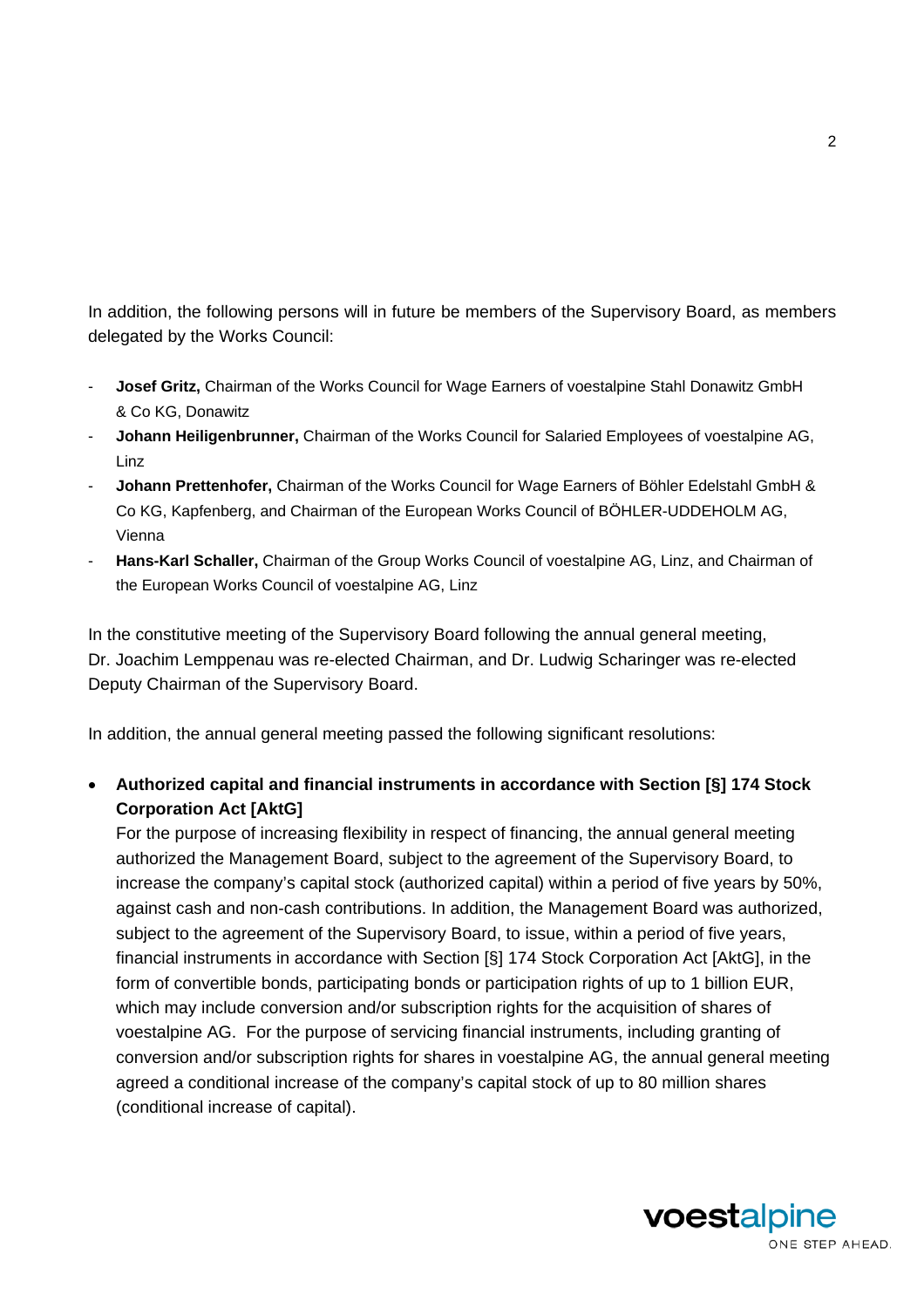In addition, the following persons will in future be members of the Supervisory Board, as members delegated by the Works Council:

- **Josef Gritz,** Chairman of the Works Council for Wage Earners of voestalpine Stahl Donawitz GmbH & Co KG, Donawitz
- **Johann Heiligenbrunner,** Chairman of the Works Council for Salaried Employees of voestalpine AG, Linz
- **Johann Prettenhofer,** Chairman of the Works Council for Wage Earners of Böhler Edelstahl GmbH & Co KG, Kapfenberg, and Chairman of the European Works Council of BÖHLER-UDDEHOLM AG, Vienna
- **Hans-Karl Schaller,** Chairman of the Group Works Council of voestalpine AG, Linz, and Chairman of the European Works Council of voestalpine AG, Linz

In the constitutive meeting of the Supervisory Board following the annual general meeting, Dr. Joachim Lemppenau was re-elected Chairman, and Dr. Ludwig Scharinger was re-elected Deputy Chairman of the Supervisory Board.

In addition, the annual general meeting passed the following significant resolutions:

- **Authorized capital and financial instruments in accordance with Section [§] 174 Stock Corporation Act [AktG]**
  For the purpose of increasing flexibility in respect of financing, the annual general meeting authorized the Management Board, subject to the agreement of the Supervisory Board, to increase the company's capital stock (authorized capital) within a period of five years by 50%, against cash and non-cash contributions. In addition, the Management Board was authorized, subject to the agreement of the Supervisory Board, to issue, within a period of five years, financial instruments in accordance with Section [§] 174 Stock Corporation Act [AktG], in the form of convertible bonds, participating bonds or participation rights of up to 1 billion EUR, which may include conversion and/or subscription rights for the acquisition of shares of voestalpine AG. For the purpose of servicing financial instruments, including granting of conversion and/or subscription rights for shares in voestalpine AG, the annual general meeting agreed a conditional increase of the company's capital stock of up to 80 million shares (conditional increase of capital).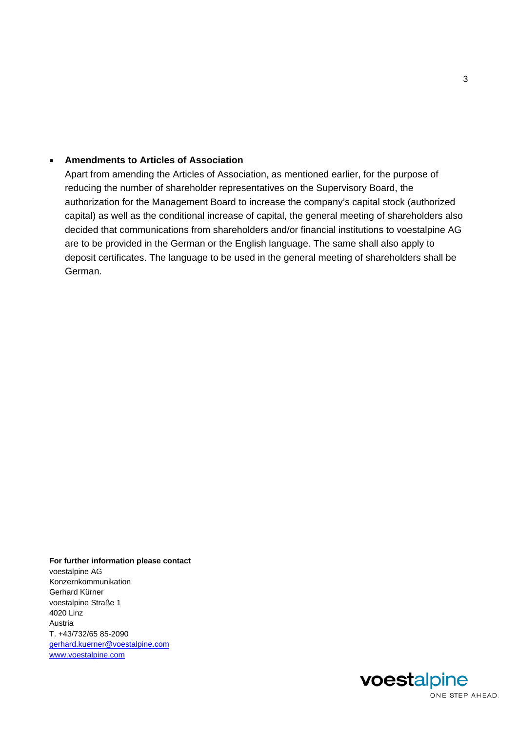- **Amendments to Articles of Association**
  Apart from amending the Articles of Association, as mentioned earlier, for the purpose of reducing the number of shareholder representatives on the Supervisory Board, the authorization for the Management Board to increase the company's capital stock (authorized capital) as well as the conditional increase of capital, the general meeting of shareholders also decided that communications from shareholders and/or financial institutions to voestalpine AG are to be provided in the German or the English language. The same shall also apply to deposit certificates. The language to be used in the general meeting of shareholders shall be German.

**For further information please contact**
voestalpine AG
Konzernkommunikation
Gerhard Kürner
voestalpine Straße 1
4020 Linz
Austria
T. +43/732/65 85-2090
gerhard.kuerner@voestalpine.com
www.voestalpine.com

voestalpine
ONE STEP AHEAD.